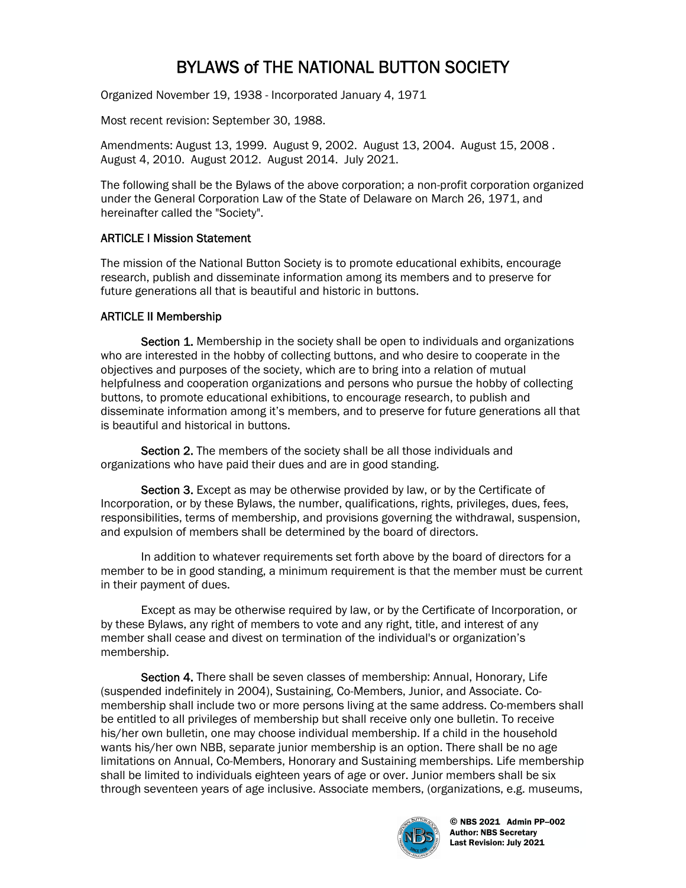# BYLAWS of THE NATIONAL BUTTON SOCIETY

Organized November 19, 1938 - Incorporated January 4, 1971

Most recent revision: September 30, 1988.

Amendments: August 13, 1999. August 9, 2002. August 13, 2004. August 15, 2008 . August 4, 2010. August 2012. August 2014. July 2021.

The following shall be the Bylaws of the above corporation; a non-profit corporation organized under the General Corporation Law of the State of Delaware on March 26, 1971, and hereinafter called the "Society".

## ARTICLE I Mission Statement

The mission of the National Button Society is to promote educational exhibits, encourage research, publish and disseminate information among its members and to preserve for future generations all that is beautiful and historic in buttons.

## ARTICLE II Membership

**Section 1.** Membership in the society shall be open to individuals and organizations who are interested in the hobby of collecting buttons, and who desire to cooperate in the objectives and purposes of the society, which are to bring into a relation of mutual helpfulness and cooperation organizations and persons who pursue the hobby of collecting buttons, to promote educational exhibitions, to encourage research, to publish and disseminate information among it's members, and to preserve for future generations all that is beautiful and historical in buttons.

**Section 2.** The members of the society shall be all those individuals and organizations who have paid their dues and are in good standing.

**Section 3.** Except as may be otherwise provided by law, or by the Certificate of Incorporation, or by these Bylaws, the number, qualifications, rights, privileges, dues, fees, responsibilities, terms of membership, and provisions governing the withdrawal, suspension, and expulsion of members shall be determined by the board of directors.

In addition to whatever requirements set forth above by the board of directors for a member to be in good standing, a minimum requirement is that the member must be current in their payment of dues.

Except as may be otherwise required by law, or by the Certificate of Incorporation, or by these Bylaws, any right of members to vote and any right, title, and interest of any member shall cease and divest on termination of the individual's or organization's membership.

**Section 4.** There shall be seven classes of membership: Annual, Honorary, Life (suspended indefinitely in 2004), Sustaining, Co-Members, Junior, and Associate. Co-membership shall include two or more persons living at the same address. Co-members shall be entitled to all privileges of membership but shall receive only one bulletin. To receive his/her own bulletin, one may choose individual membership. If a child in the household wants his/her own NBB, separate junior membership is an option. There shall be no age limitations on Annual, Co-Members, Honorary and Sustaining memberships. Life membership shall be limited to individuals eighteen years of age or over. Junior members shall be six through seventeen years of age inclusive. Associate members, (organizations, e.g. museums,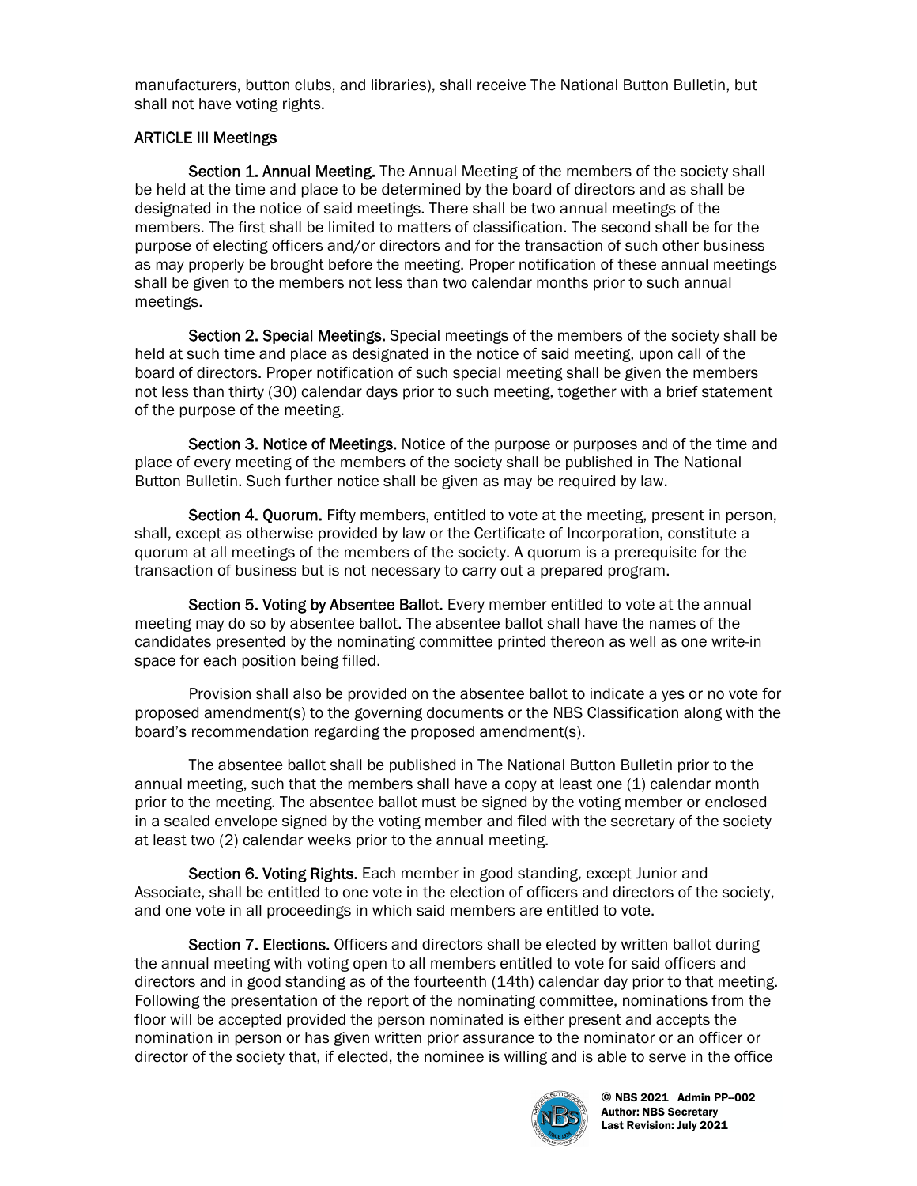manufacturers, button clubs, and libraries), shall receive The National Button Bulletin, but shall not have voting rights.

## ARTICLE III Meetings

**Section 1. Annual Meeting.** The Annual Meeting of the members of the society shall be held at the time and place to be determined by the board of directors and as shall be designated in the notice of said meetings. There shall be two annual meetings of the members. The first shall be limited to matters of classification. The second shall be for the purpose of electing officers and/or directors and for the transaction of such other business as may properly be brought before the meeting. Proper notification of these annual meetings shall be given to the members not less than two calendar months prior to such annual meetings.

**Section 2. Special Meetings.** Special meetings of the members of the society shall be held at such time and place as designated in the notice of said meeting, upon call of the board of directors. Proper notification of such special meeting shall be given the members not less than thirty (30) calendar days prior to such meeting, together with a brief statement of the purpose of the meeting.

**Section 3. Notice of Meetings.** Notice of the purpose or purposes and of the time and place of every meeting of the members of the society shall be published in The National Button Bulletin. Such further notice shall be given as may be required by law.

**Section 4. Quorum.** Fifty members, entitled to vote at the meeting, present in person, shall, except as otherwise provided by law or the Certificate of Incorporation, constitute a quorum at all meetings of the members of the society. A quorum is a prerequisite for the transaction of business but is not necessary to carry out a prepared program.

**Section 5. Voting by Absentee Ballot.** Every member entitled to vote at the annual meeting may do so by absentee ballot. The absentee ballot shall have the names of the candidates presented by the nominating committee printed thereon as well as one write-in space for each position being filled.

Provision shall also be provided on the absentee ballot to indicate a yes or no vote for proposed amendment(s) to the governing documents or the NBS Classification along with the board's recommendation regarding the proposed amendment(s).

The absentee ballot shall be published in The National Button Bulletin prior to the annual meeting, such that the members shall have a copy at least one (1) calendar month prior to the meeting. The absentee ballot must be signed by the voting member or enclosed in a sealed envelope signed by the voting member and filed with the secretary of the society at least two (2) calendar weeks prior to the annual meeting.

**Section 6. Voting Rights.** Each member in good standing, except Junior and Associate, shall be entitled to one vote in the election of officers and directors of the society, and one vote in all proceedings in which said members are entitled to vote.

**Section 7. Elections.** Officers and directors shall be elected by written ballot during the annual meeting with voting open to all members entitled to vote for said officers and directors and in good standing as of the fourteenth (14th) calendar day prior to that meeting. Following the presentation of the report of the nominating committee, nominations from the floor will be accepted provided the person nominated is either present and accepts the nomination in person or has given written prior assurance to the nominator or an officer or director of the society that, if elected, the nominee is willing and is able to serve in the office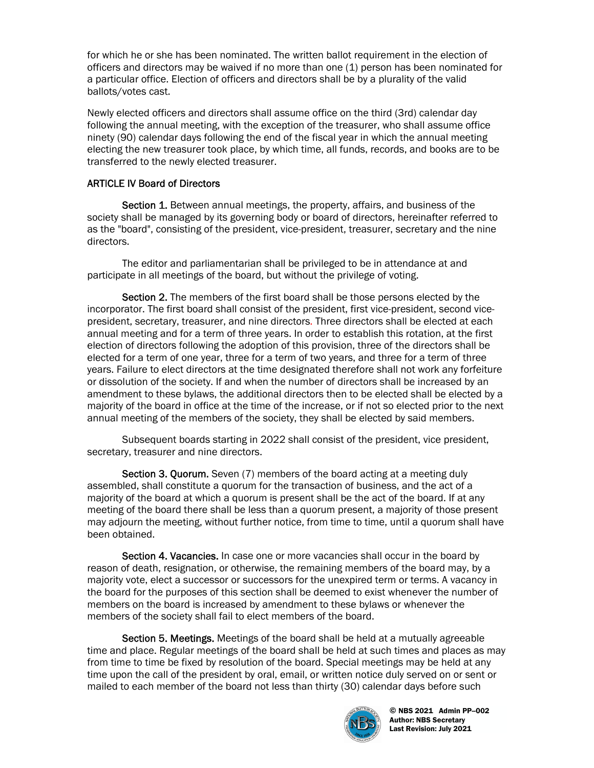for which he or she has been nominated. The written ballot requirement in the election of officers and directors may be waived if no more than one (1) person has been nominated for a particular office. Election of officers and directors shall be by a plurality of the valid ballots/votes cast.

Newly elected officers and directors shall assume office on the third (3rd) calendar day following the annual meeting, with the exception of the treasurer, who shall assume office ninety (90) calendar days following the end of the fiscal year in which the annual meeting electing the new treasurer took place, by which time, all funds, records, and books are to be transferred to the newly elected treasurer.

## ARTICLE IV Board of Directors

**Section 1.** Between annual meetings, the property, affairs, and business of the society shall be managed by its governing body or board of directors, hereinafter referred to as the "board", consisting of the president, vice-president, treasurer, secretary and the nine directors.

The editor and parliamentarian shall be privileged to be in attendance at and participate in all meetings of the board, but without the privilege of voting.

**Section 2.** The members of the first board shall be those persons elected by the incorporator. The first board shall consist of the president, first vice-president, second vice-president, secretary, treasurer, and nine directors. Three directors shall be elected at each annual meeting and for a term of three years. In order to establish this rotation, at the first election of directors following the adoption of this provision, three of the directors shall be elected for a term of one year, three for a term of two years, and three for a term of three years. Failure to elect directors at the time designated therefore shall not work any forfeiture or dissolution of the society. If and when the number of directors shall be increased by an amendment to these bylaws, the additional directors then to be elected shall be elected by a majority of the board in office at the time of the increase, or if not so elected prior to the next annual meeting of the members of the society, they shall be elected by said members.

Subsequent boards starting in 2022 shall consist of the president, vice president, secretary, treasurer and nine directors.

**Section 3. Quorum.** Seven (7) members of the board acting at a meeting duly assembled, shall constitute a quorum for the transaction of business, and the act of a majority of the board at which a quorum is present shall be the act of the board. If at any meeting of the board there shall be less than a quorum present, a majority of those present may adjourn the meeting, without further notice, from time to time, until a quorum shall have been obtained.

**Section 4. Vacancies.** In case one or more vacancies shall occur in the board by reason of death, resignation, or otherwise, the remaining members of the board may, by a majority vote, elect a successor or successors for the unexpired term or terms. A vacancy in the board for the purposes of this section shall be deemed to exist whenever the number of members on the board is increased by amendment to these bylaws or whenever the members of the society shall fail to elect members of the board.

**Section 5. Meetings.** Meetings of the board shall be held at a mutually agreeable time and place. Regular meetings of the board shall be held at such times and places as may from time to time be fixed by resolution of the board. Special meetings may be held at any time upon the call of the president by oral, email, or written notice duly served on or sent or mailed to each member of the board not less than thirty (30) calendar days before such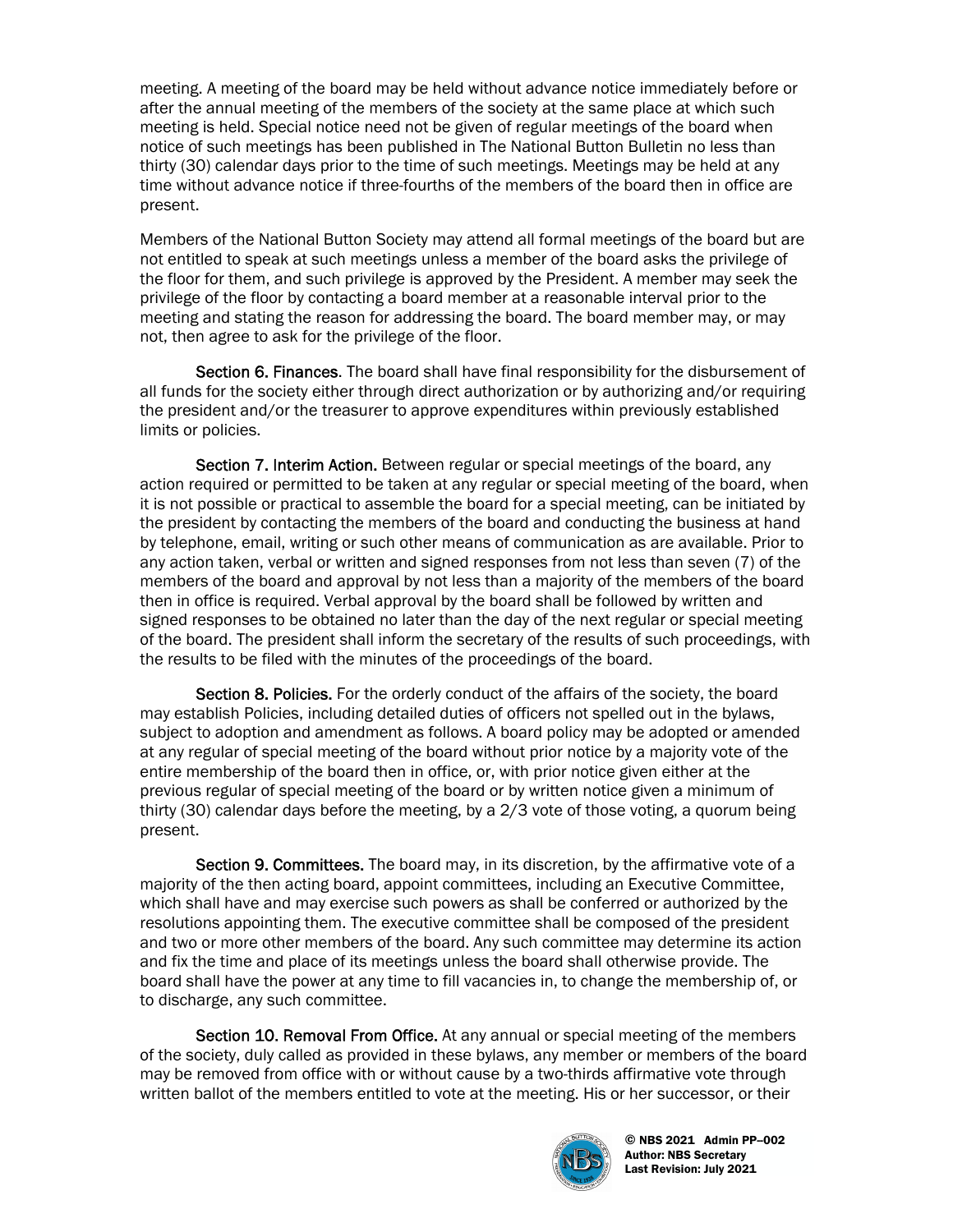meeting. A meeting of the board may be held without advance notice immediately before or after the annual meeting of the members of the society at the same place at which such meeting is held. Special notice need not be given of regular meetings of the board when notice of such meetings has been published in The National Button Bulletin no less than thirty (30) calendar days prior to the time of such meetings. Meetings may be held at any time without advance notice if three-fourths of the members of the board then in office are present.

Members of the National Button Society may attend all formal meetings of the board but are not entitled to speak at such meetings unless a member of the board asks the privilege of the floor for them, and such privilege is approved by the President. A member may seek the privilege of the floor by contacting a board member at a reasonable interval prior to the meeting and stating the reason for addressing the board. The board member may, or may not, then agree to ask for the privilege of the floor.

**Section 6. Finances**. The board shall have final responsibility for the disbursement of all funds for the society either through direct authorization or by authorizing and/or requiring the president and/or the treasurer to approve expenditures within previously established limits or policies.

**Section 7. Interim Action.** Between regular or special meetings of the board, any action required or permitted to be taken at any regular or special meeting of the board, when it is not possible or practical to assemble the board for a special meeting, can be initiated by the president by contacting the members of the board and conducting the business at hand by telephone, email, writing or such other means of communication as are available. Prior to any action taken, verbal or written and signed responses from not less than seven (7) of the members of the board and approval by not less than a majority of the members of the board then in office is required. Verbal approval by the board shall be followed by written and signed responses to be obtained no later than the day of the next regular or special meeting of the board. The president shall inform the secretary of the results of such proceedings, with the results to be filed with the minutes of the proceedings of the board.

**Section 8. Policies.** For the orderly conduct of the affairs of the society, the board may establish Policies, including detailed duties of officers not spelled out in the bylaws, subject to adoption and amendment as follows. A board policy may be adopted or amended at any regular of special meeting of the board without prior notice by a majority vote of the entire membership of the board then in office, or, with prior notice given either at the previous regular of special meeting of the board or by written notice given a minimum of thirty (30) calendar days before the meeting, by a 2/3 vote of those voting, a quorum being present.

**Section 9. Committees.** The board may, in its discretion, by the affirmative vote of a majority of the then acting board, appoint committees, including an Executive Committee, which shall have and may exercise such powers as shall be conferred or authorized by the resolutions appointing them. The executive committee shall be composed of the president and two or more other members of the board. Any such committee may determine its action and fix the time and place of its meetings unless the board shall otherwise provide. The board shall have the power at any time to fill vacancies in, to change the membership of, or to discharge, any such committee.

**Section 10. Removal From Office.** At any annual or special meeting of the members of the society, duly called as provided in these bylaws, any member or members of the board may be removed from office with or without cause by a two-thirds affirmative vote through written ballot of the members entitled to vote at the meeting. His or her successor, or their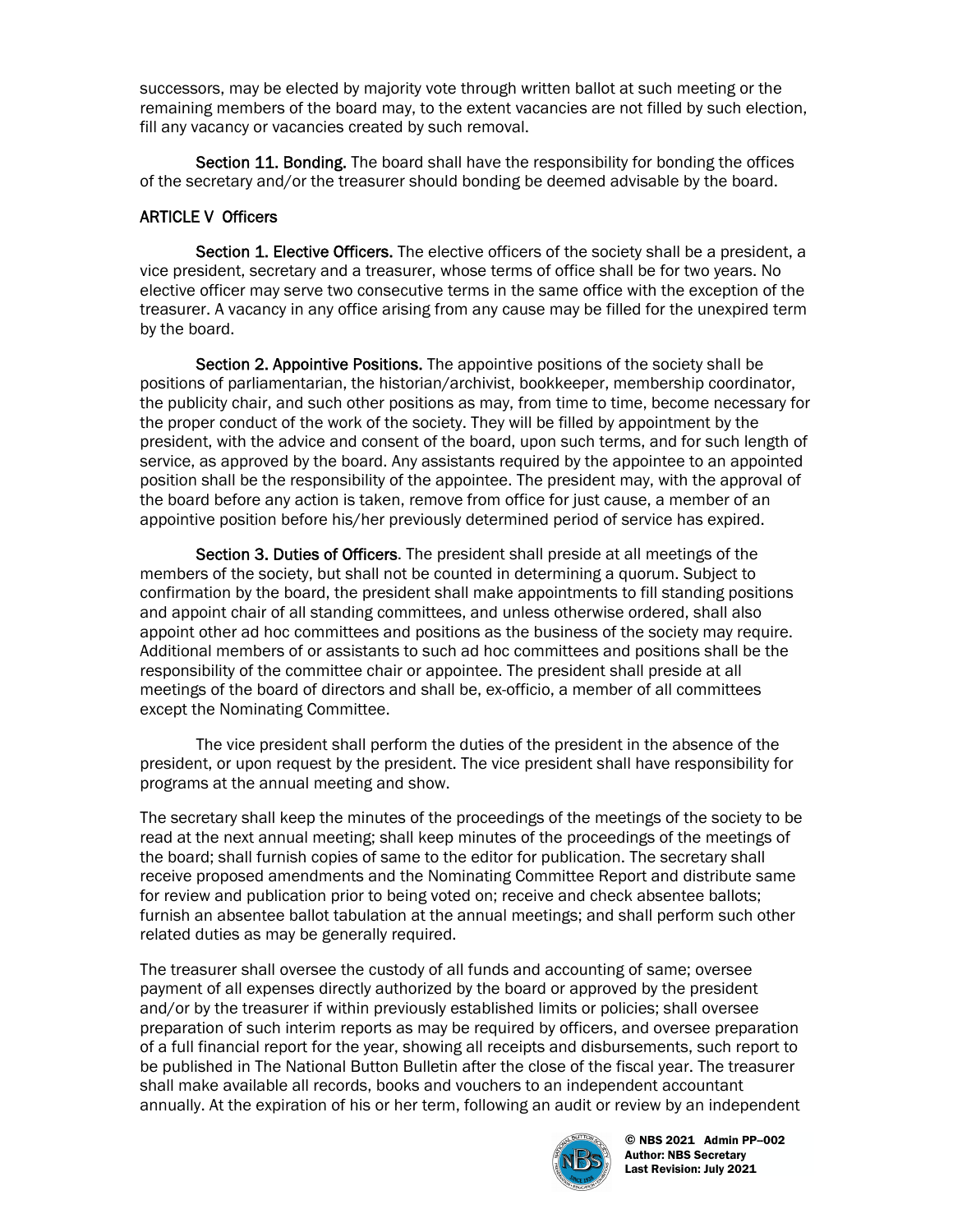successors, may be elected by majority vote through written ballot at such meeting or the remaining members of the board may, to the extent vacancies are not filled by such election, fill any vacancy or vacancies created by such removal.

**Section 11. Bonding.** The board shall have the responsibility for bonding the offices of the secretary and/or the treasurer should bonding be deemed advisable by the board.

## ARTICLE V Officers

**Section 1. Elective Officers.** The elective officers of the society shall be a president, a vice president, secretary and a treasurer, whose terms of office shall be for two years. No elective officer may serve two consecutive terms in the same office with the exception of the treasurer. A vacancy in any office arising from any cause may be filled for the unexpired term by the board.

**Section 2. Appointive Positions.** The appointive positions of the society shall be positions of parliamentarian, the historian/archivist, bookkeeper, membership coordinator, the publicity chair, and such other positions as may, from time to time, become necessary for the proper conduct of the work of the society. They will be filled by appointment by the president, with the advice and consent of the board, upon such terms, and for such length of service, as approved by the board. Any assistants required by the appointee to an appointed position shall be the responsibility of the appointee. The president may, with the approval of the board before any action is taken, remove from office for just cause, a member of an appointive position before his/her previously determined period of service has expired.

**Section 3. Duties of Officers**. The president shall preside at all meetings of the members of the society, but shall not be counted in determining a quorum. Subject to confirmation by the board, the president shall make appointments to fill standing positions and appoint chair of all standing committees, and unless otherwise ordered, shall also appoint other ad hoc committees and positions as the business of the society may require. Additional members of or assistants to such ad hoc committees and positions shall be the responsibility of the committee chair or appointee. The president shall preside at all meetings of the board of directors and shall be, ex-officio, a member of all committees except the Nominating Committee.

The vice president shall perform the duties of the president in the absence of the president, or upon request by the president. The vice president shall have responsibility for programs at the annual meeting and show.

The secretary shall keep the minutes of the proceedings of the meetings of the society to be read at the next annual meeting; shall keep minutes of the proceedings of the meetings of the board; shall furnish copies of same to the editor for publication. The secretary shall receive proposed amendments and the Nominating Committee Report and distribute same for review and publication prior to being voted on; receive and check absentee ballots; furnish an absentee ballot tabulation at the annual meetings; and shall perform such other related duties as may be generally required.

The treasurer shall oversee the custody of all funds and accounting of same; oversee payment of all expenses directly authorized by the board or approved by the president and/or by the treasurer if within previously established limits or policies; shall oversee preparation of such interim reports as may be required by officers, and oversee preparation of a full financial report for the year, showing all receipts and disbursements, such report to be published in The National Button Bulletin after the close of the fiscal year. The treasurer shall make available all records, books and vouchers to an independent accountant annually. At the expiration of his or her term, following an audit or review by an independent

© NBS 2021 Admin PP–002
Author: NBS Secretary
Last Revision: July 2021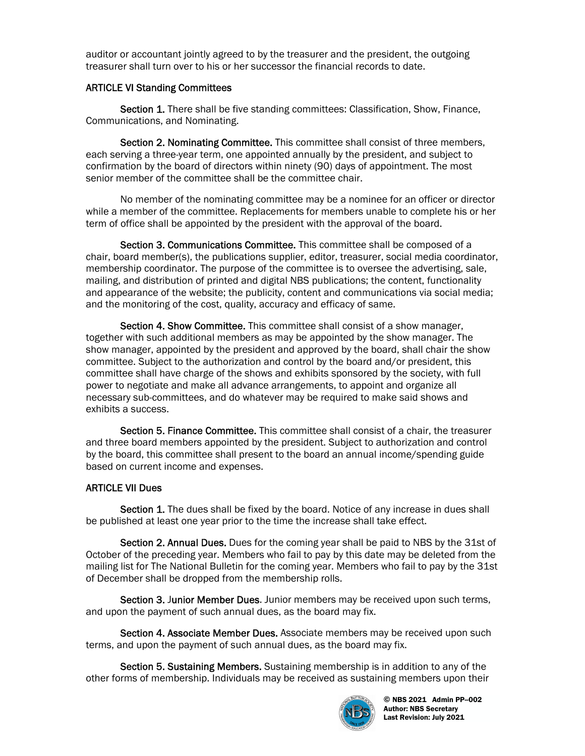auditor or accountant jointly agreed to by the treasurer and the president, the outgoing treasurer shall turn over to his or her successor the financial records to date.

## ARTICLE VI Standing Committees

**Section 1.** There shall be five standing committees: Classification, Show, Finance, Communications, and Nominating.

**Section 2. Nominating Committee.** This committee shall consist of three members, each serving a three-year term, one appointed annually by the president, and subject to confirmation by the board of directors within ninety (90) days of appointment. The most senior member of the committee shall be the committee chair.

No member of the nominating committee may be a nominee for an officer or director while a member of the committee. Replacements for members unable to complete his or her term of office shall be appointed by the president with the approval of the board.

**Section 3. Communications Committee.** This committee shall be composed of a chair, board member(s), the publications supplier, editor, treasurer, social media coordinator, membership coordinator. The purpose of the committee is to oversee the advertising, sale, mailing, and distribution of printed and digital NBS publications; the content, functionality and appearance of the website; the publicity, content and communications via social media; and the monitoring of the cost, quality, accuracy and efficacy of same.

**Section 4. Show Committee.** This committee shall consist of a show manager, together with such additional members as may be appointed by the show manager. The show manager, appointed by the president and approved by the board, shall chair the show committee. Subject to the authorization and control by the board and/or president, this committee shall have charge of the shows and exhibits sponsored by the society, with full power to negotiate and make all advance arrangements, to appoint and organize all necessary sub-committees, and do whatever may be required to make said shows and exhibits a success.

**Section 5. Finance Committee.** This committee shall consist of a chair, the treasurer and three board members appointed by the president. Subject to authorization and control by the board, this committee shall present to the board an annual income/spending guide based on current income and expenses.

## ARTICLE VII Dues

**Section 1.** The dues shall be fixed by the board. Notice of any increase in dues shall be published at least one year prior to the time the increase shall take effect.

**Section 2. Annual Dues.** Dues for the coming year shall be paid to NBS by the 31st of October of the preceding year. Members who fail to pay by this date may be deleted from the mailing list for The National Bulletin for the coming year. Members who fail to pay by the 31st of December shall be dropped from the membership rolls.

**Section 3. Junior Member Dues**. Junior members may be received upon such terms, and upon the payment of such annual dues, as the board may fix.

**Section 4. Associate Member Dues.** Associate members may be received upon such terms, and upon the payment of such annual dues, as the board may fix.

**Section 5. Sustaining Members.** Sustaining membership is in addition to any of the other forms of membership. Individuals may be received as sustaining members upon their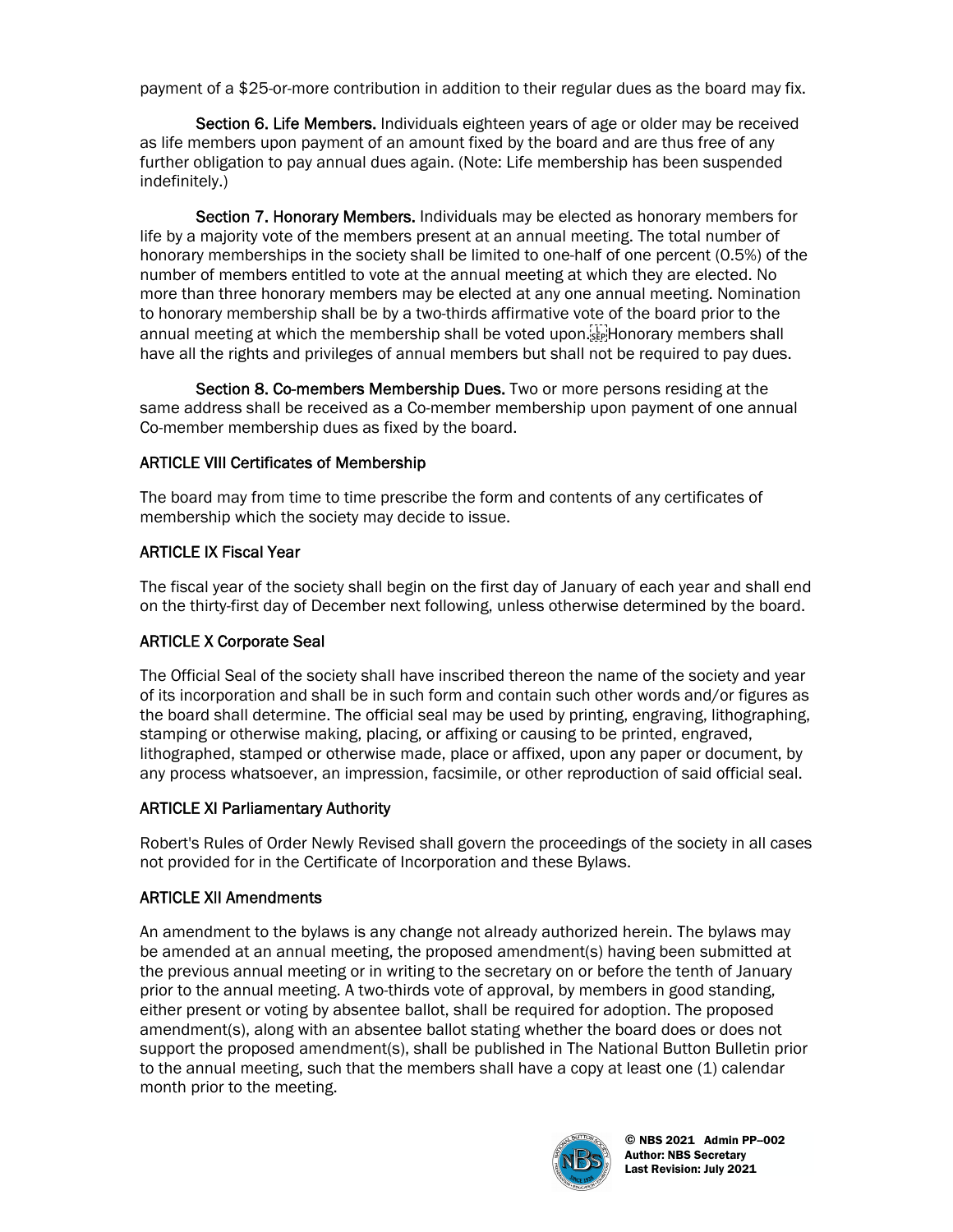payment of a $25-or-more contribution in addition to their regular dues as the board may fix.

**Section 6. Life Members.** Individuals eighteen years of age or older may be received as life members upon payment of an amount fixed by the board and are thus free of any further obligation to pay annual dues again. (Note: Life membership has been suspended indefinitely.)

**Section 7. Honorary Members.** Individuals may be elected as honorary members for life by a majority vote of the members present at an annual meeting. The total number of honorary memberships in the society shall be limited to one-half of one percent (0.5%) of the number of members entitled to vote at the annual meeting at which they are elected. No more than three honorary members may be elected at any one annual meeting. Nomination to honorary membership shall be by a two-thirds affirmative vote of the board prior to the annual meeting at which the membership shall be voted upon. Honorary members shall have all the rights and privileges of annual members but shall not be required to pay dues.

**Section 8. Co-members Membership Dues.** Two or more persons residing at the same address shall be received as a Co-member membership upon payment of one annual Co-member membership dues as fixed by the board.

## ARTICLE VIII Certificates of Membership

The board may from time to time prescribe the form and contents of any certificates of membership which the society may decide to issue.

## ARTICLE IX Fiscal Year

The fiscal year of the society shall begin on the first day of January of each year and shall end on the thirty-first day of December next following, unless otherwise determined by the board.

## ARTICLE X Corporate Seal

The Official Seal of the society shall have inscribed thereon the name of the society and year of its incorporation and shall be in such form and contain such other words and/or figures as the board shall determine. The official seal may be used by printing, engraving, lithographing, stamping or otherwise making, placing, or affixing or causing to be printed, engraved, lithographed, stamped or otherwise made, place or affixed, upon any paper or document, by any process whatsoever, an impression, facsimile, or other reproduction of said official seal.

## ARTICLE XI Parliamentary Authority

Robert's Rules of Order Newly Revised shall govern the proceedings of the society in all cases not provided for in the Certificate of Incorporation and these Bylaws.

## ARTICLE XII Amendments

An amendment to the bylaws is any change not already authorized herein. The bylaws may be amended at an annual meeting, the proposed amendment(s) having been submitted at the previous annual meeting or in writing to the secretary on or before the tenth of January prior to the annual meeting. A two-thirds vote of approval, by members in good standing, either present or voting by absentee ballot, shall be required for adoption. The proposed amendment(s), along with an absentee ballot stating whether the board does or does not support the proposed amendment(s), shall be published in The National Button Bulletin prior to the annual meeting, such that the members shall have a copy at least one (1) calendar month prior to the meeting.

© NBS 2021 Admin PP–002
Author: NBS Secretary
Last Revision: July 2021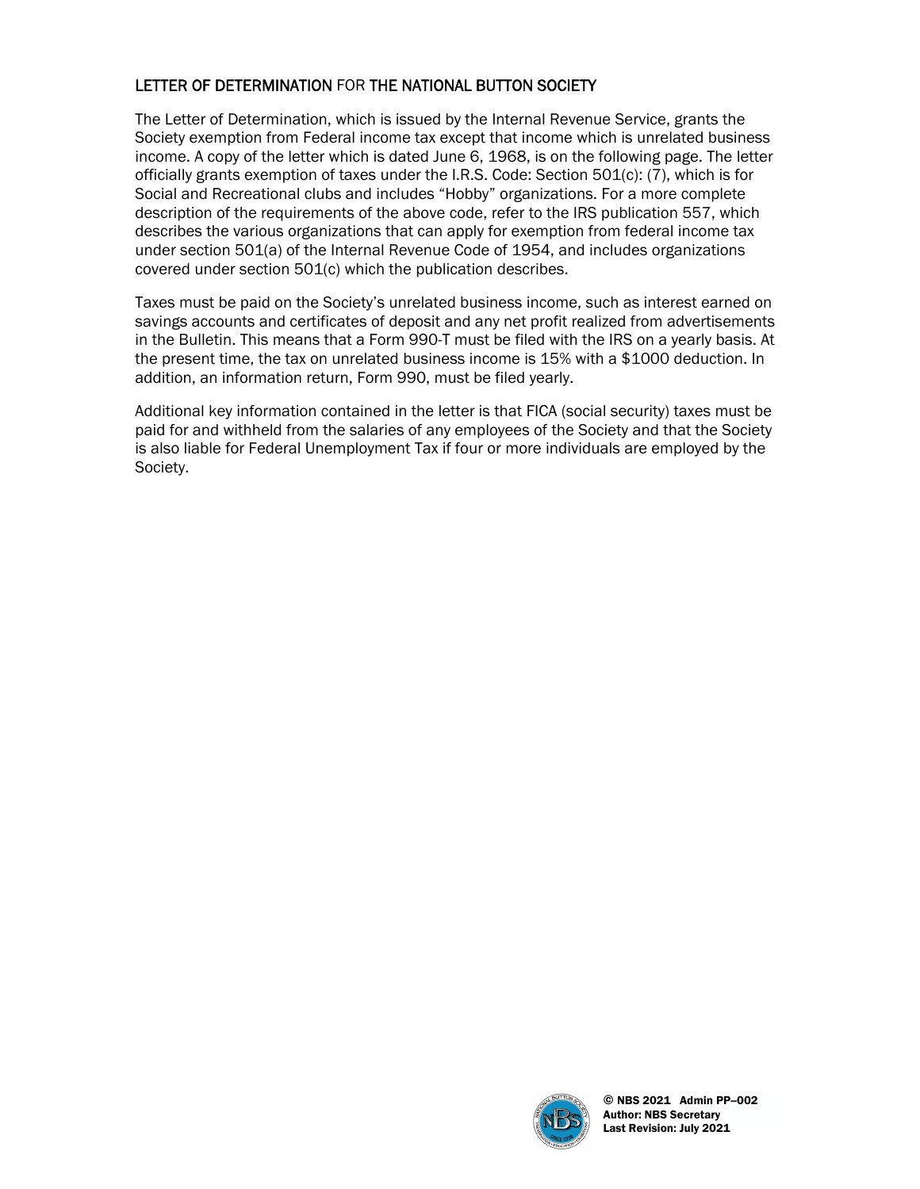## LETTER OF DETERMINATION FOR THE NATIONAL BUTTON SOCIETY

The Letter of Determination, which is issued by the Internal Revenue Service, grants the Society exemption from Federal income tax except that income which is unrelated business income. A copy of the letter which is dated June 6, 1968, is on the following page. The letter officially grants exemption of taxes under the I.R.S. Code: Section 501(c): (7), which is for Social and Recreational clubs and includes “Hobby” organizations. For a more complete description of the requirements of the above code, refer to the IRS publication 557, which describes the various organizations that can apply for exemption from federal income tax under section 501(a) of the Internal Revenue Code of 1954, and includes organizations covered under section 501(c) which the publication describes.

Taxes must be paid on the Society’s unrelated business income, such as interest earned on savings accounts and certificates of deposit and any net profit realized from advertisements in the Bulletin. This means that a Form 990-T must be filed with the IRS on a yearly basis. At the present time, the tax on unrelated business income is 15% with a $1000 deduction. In addition, an information return, Form 990, must be filed yearly.

Additional key information contained in the letter is that FICA (social security) taxes must be paid for and withheld from the salaries of any employees of the Society and that the Society is also liable for Federal Unemployment Tax if four or more individuals are employed by the Society.

**© NBS 2021 Admin PP–002**
**Author: NBS Secretary**
**Last Revision: July 2021**